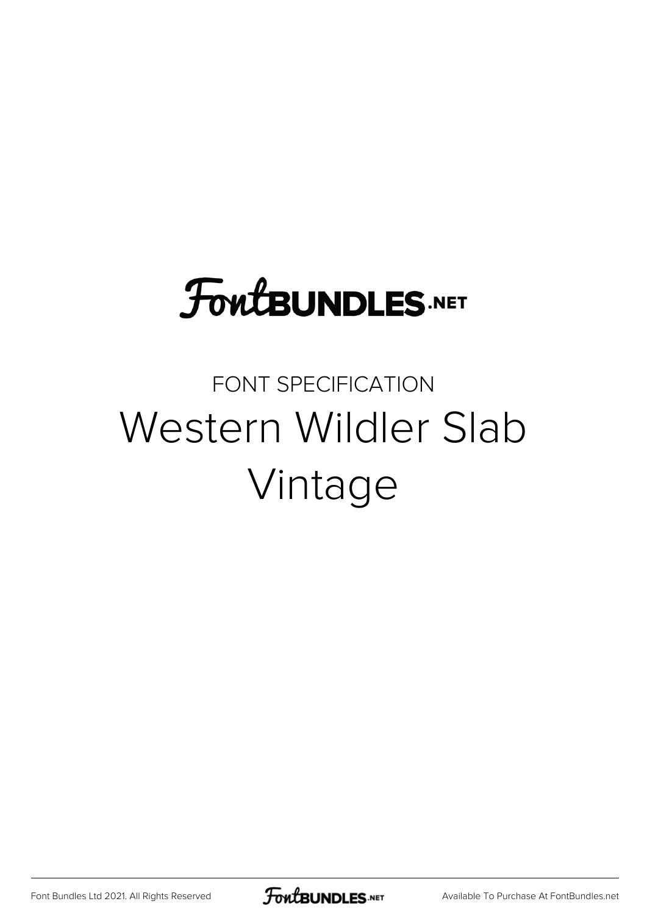FontBUNDLES.NET

FONT SPECIFICATION

# Western Wildler Slab Vintage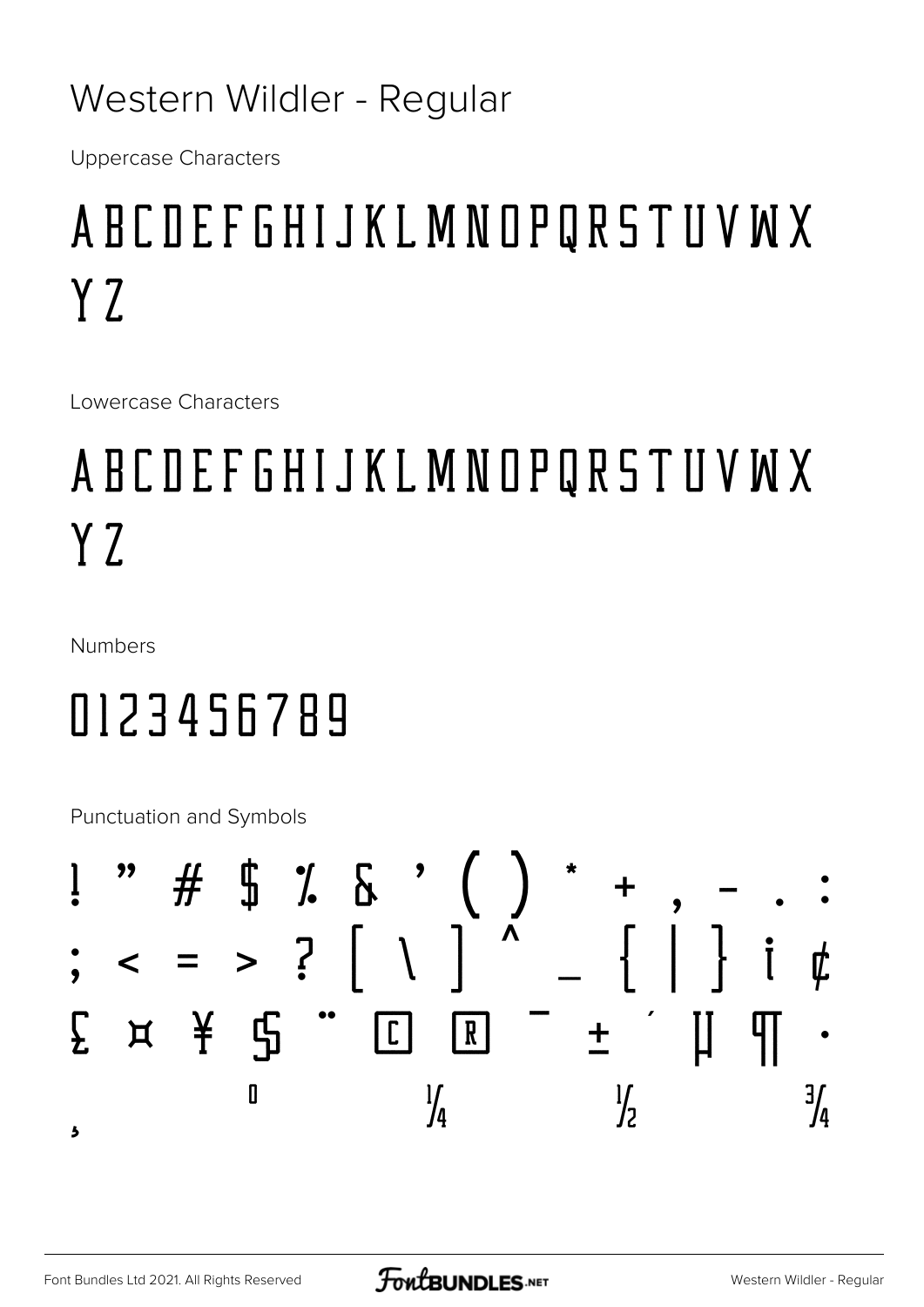# Western Wildler - Regular

Uppercase Characters

# A B C D E F G H I J K L M N O P Q R S T U V W X Y Z

Lowercase Characters

# A B C D E F G H I J K L M N O P Q R S T U V W X Y Z

Numbers

# 0 1 2 3 4 5 6 7 8 9

Punctuation and Symbols

! " # $ % & ' ( ) * + , - . : ; < = > ? [ \ ] ^ _ { | } ¡ ¢ £ ¤ ¥ § ¨ © ® ¯ ± ´ µ ¶ · ¸ º ¼ ½ ¾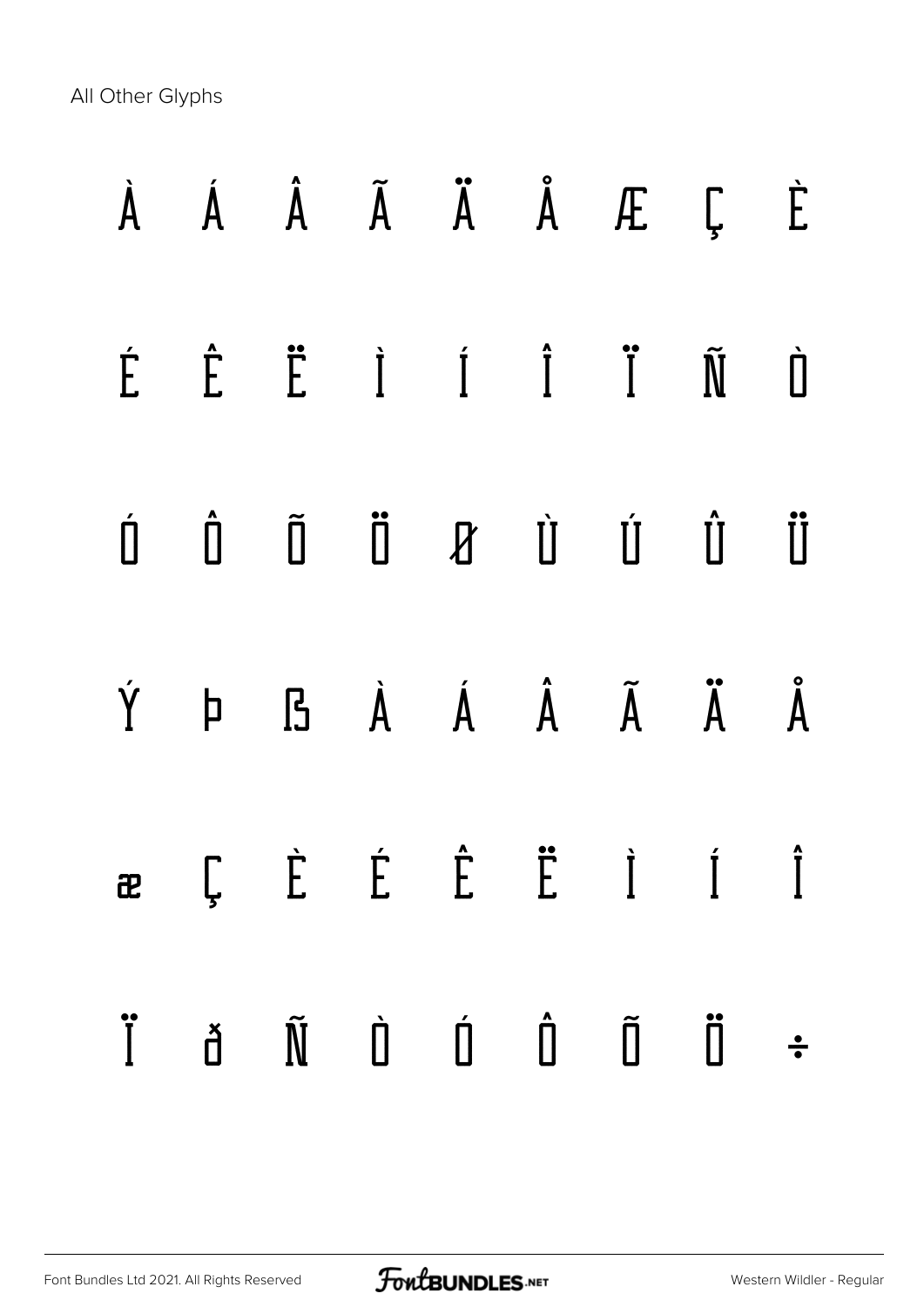All Other Glyphs

À Á Â Ã Ä Å Æ Ç È

É Ê Ë Ì Í Î Ï Ñ Ò

Ó Ô Õ Ö Ø Ù Ú Û Ü

Ý Þ ß à á â ã ä å

æ ç è é ê ë ì í î

ï ð ñ ò ó ô õ ö ÷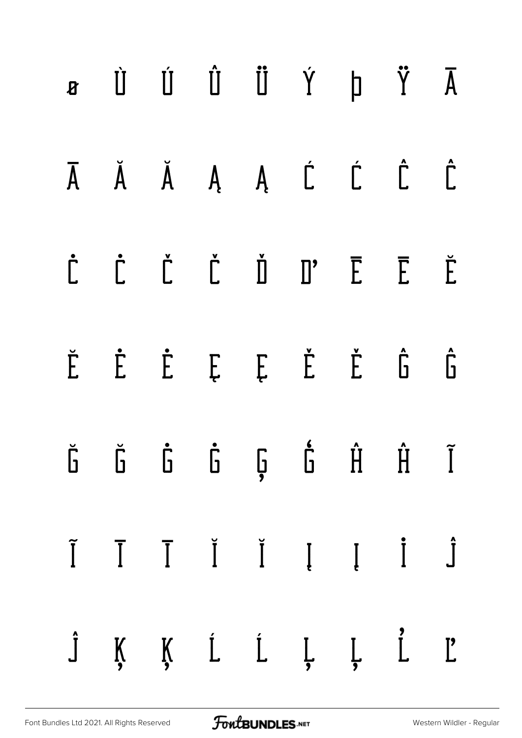ø Ù Ú Û Ü Ý þ Ÿ Ā

Ā Ă Ă Ą Ą Ć Ć Ĉ Ĉ

Ċ Ċ Č Č Ď Ď Ē Ē Ĕ

Ĕ Ė Ė Ę Ę Ě Ě Ĝ Ĝ

Ğ Ğ Ġ Ġ Ģ Ǵ Ĥ Ĥ Ĩ

Ĩ Ī Ī Ĭ Ĭ Į Į İ Ĵ

Ĵ Ķ Ķ Ĺ Ĺ Ļ Ļ Ľ Ľ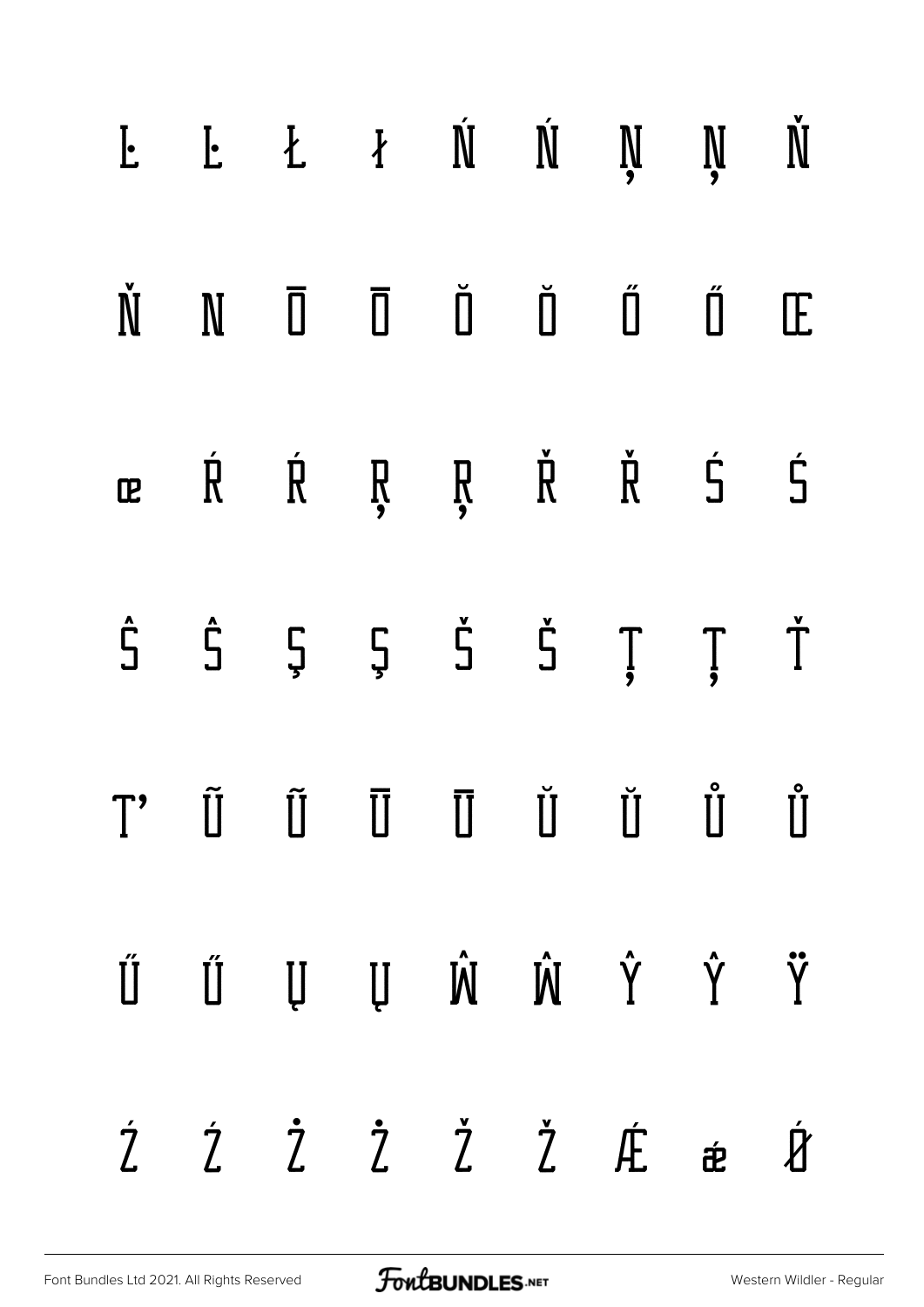Ŀ ŀ Ł ł Ń ń Ņ ņ Ň

ň ŉ Ō ō Ŏ ŏ Ő ő Œ

œ Ŕ ŕ Ŗ ŗ Ř ř Ś ś

Ŝ ŝ Ş ş Š š Ţ ţ Ť

ť Ũ ũ Ū ū Ŭ ŭ Ů ů

Ű ű Ų ų Ŵ ŵ Ŷ ŷ Ÿ

Ź ź Ż ż Ž ž Ǽ ǽ Ǿ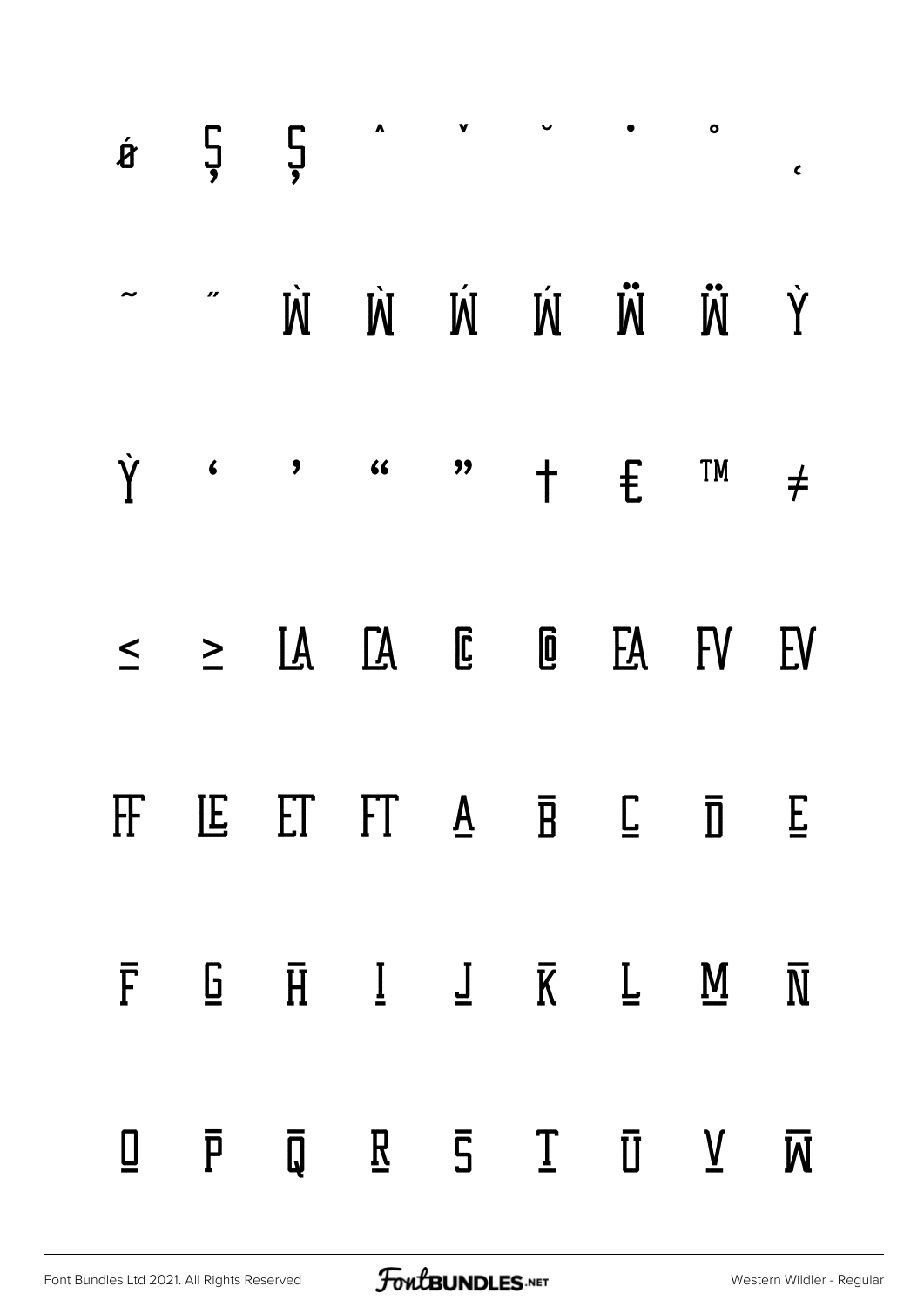ǿ Ş ş ˆ ˇ ˘ ˙ ˚ ˛

˜ ˝ Ẁ ẁ Ẃ ẃ Ẅ ẅ Ỳ

ỳ ‘ ’ “ ” † ₤ ™ ≠

≤ ≥ LA CA C O EA FV EV

FF LE ET FT A B C D E

F G H I J K L M N

O P Q R S T U V W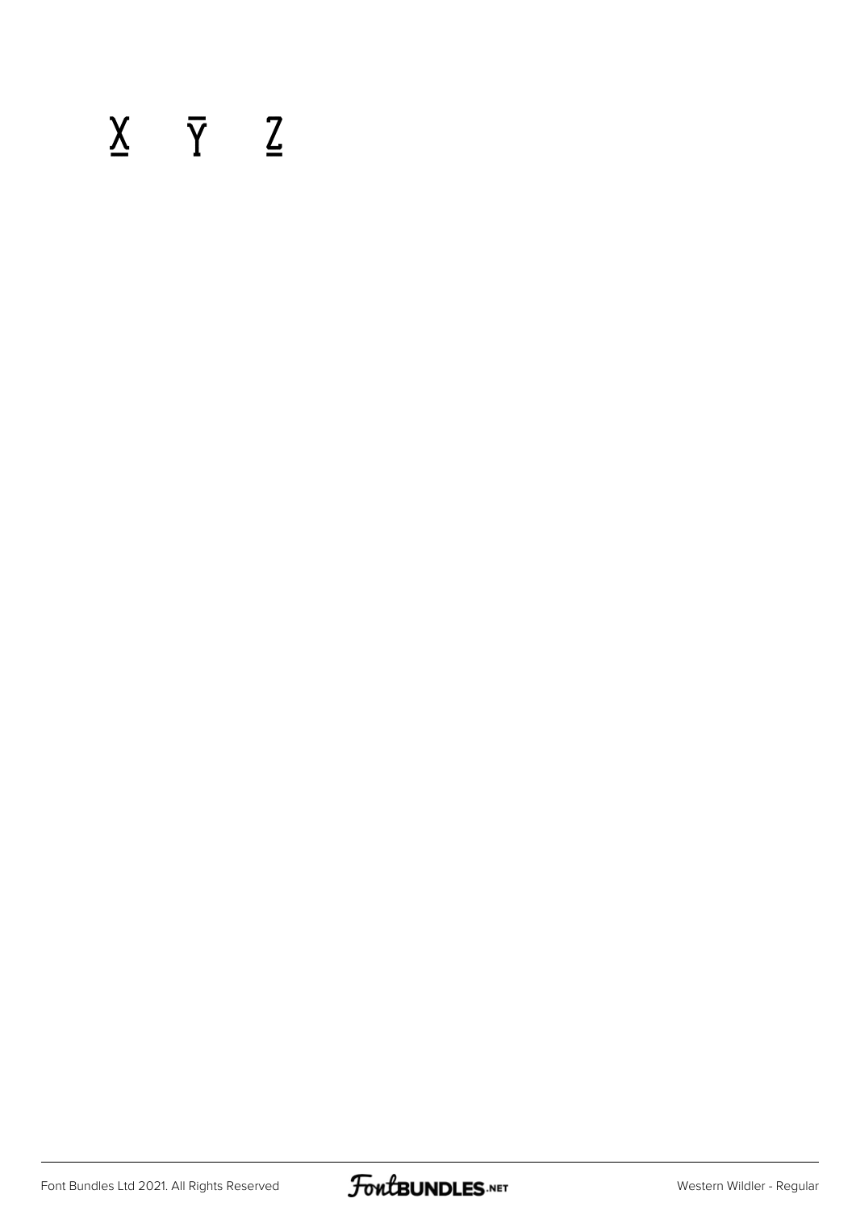X̲ Ȳ Z̲